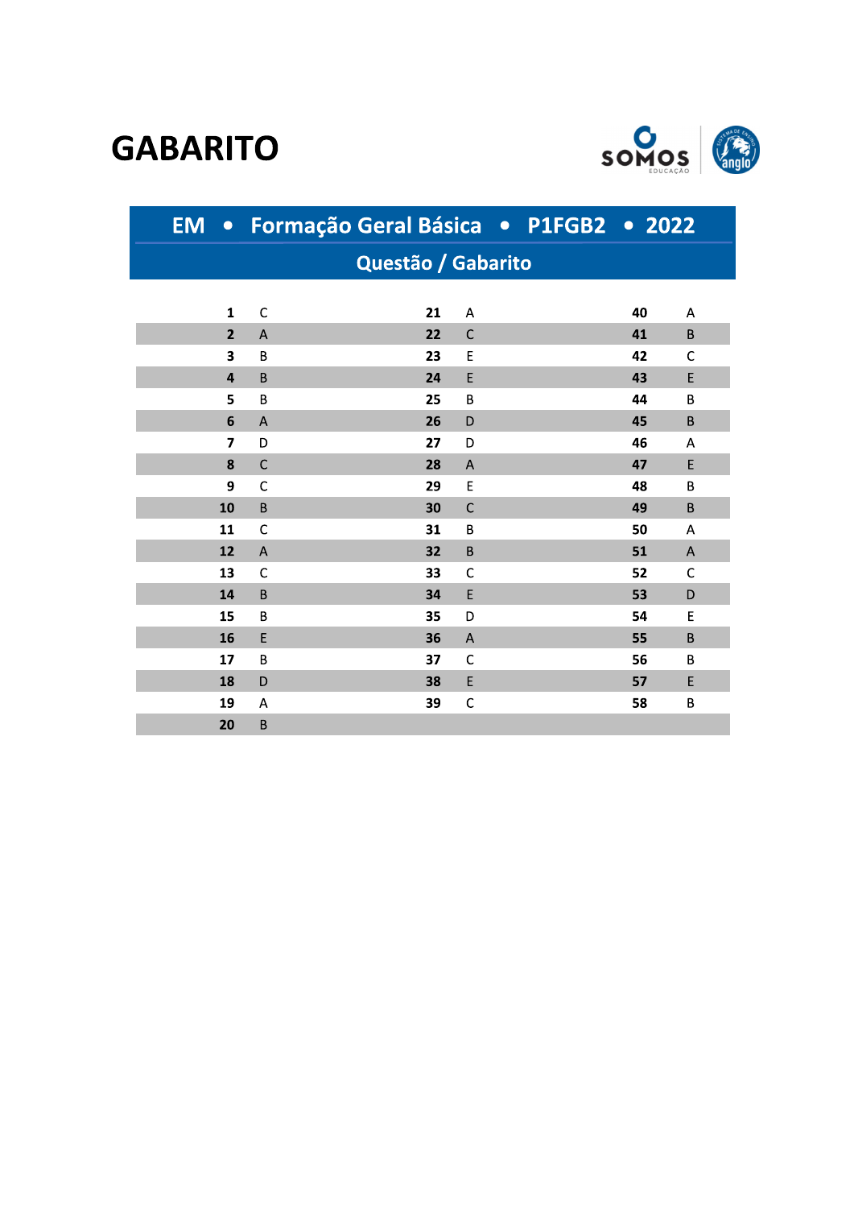# GABARITO

SOMOS EDUCAÇÃO | Sistema de Ensino anglo

## EM • Formação Geral Básica • P1FGB2 • 2022

### Questão / Gabarito

| Questão | Gabarito | Questão | Gabarito | Questão | Gabarito |
|---|---|---|---|---|---|
| **1** | C | **21** | A | **40** | A |
| **2** | A | **22** | C | **41** | B |
| **3** | B | **23** | E | **42** | C |
| **4** | B | **24** | E | **43** | E |
| **5** | B | **25** | B | **44** | B |
| **6** | A | **26** | D | **45** | B |
| **7** | D | **27** | D | **46** | A |
| **8** | C | **28** | A | **47** | E |
| **9** | C | **29** | E | **48** | B |
| **10** | B | **30** | C | **49** | B |
| **11** | C | **31** | B | **50** | A |
| **12** | A | **32** | B | **51** | A |
| **13** | C | **33** | C | **52** | C |
| **14** | B | **34** | E | **53** | D |
| **15** | B | **35** | D | **54** | E |
| **16** | E | **36** | A | **55** | B |
| **17** | B | **37** | C | **56** | B |
| **18** | D | **38** | E | **57** | E |
| **19** | A | **39** | C | **58** | B |
| **20** | B | | | | |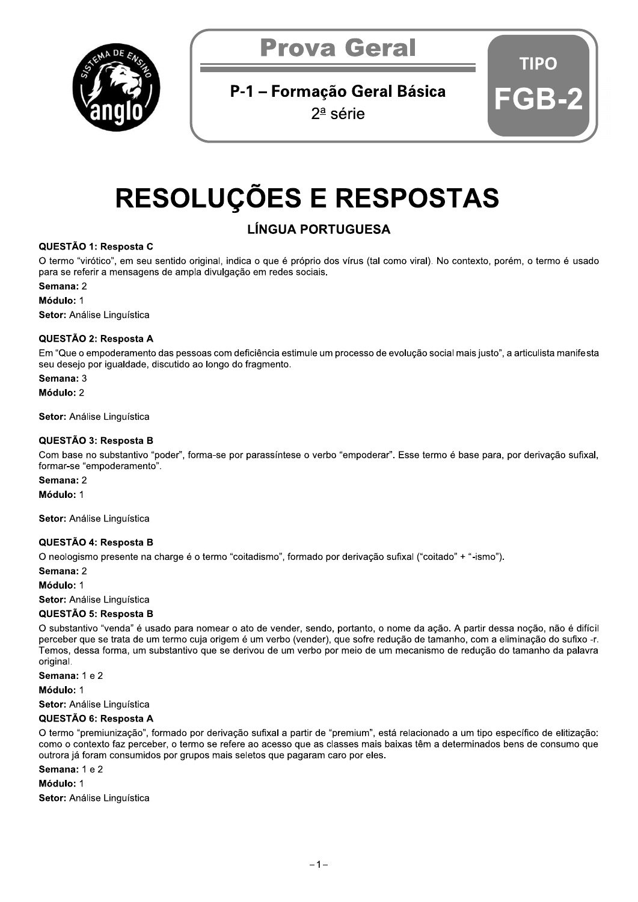# Prova Geral

## P-1 – Formação Geral Básica

2ª série

TIPO **FGB-2**

# RESOLUÇÕES E RESPOSTAS

## LÍNGUA PORTUGUESA

**QUESTÃO 1: Resposta C**

O termo "virótico", em seu sentido original, indica o que é próprio dos vírus (tal como viral). No contexto, porém, o termo é usado para se referir a mensagens de ampla divulgação em redes sociais.

**Semana:** 2

**Módulo:** 1

**Setor:** Análise Linguística

**QUESTÃO 2: Resposta A**

Em "Que o empoderamento das pessoas com deficiência estimule um processo de evolução social mais justo", a articulista manifesta seu desejo por igualdade, discutido ao longo do fragmento.

**Semana:** 3

**Módulo:** 2

**Setor:** Análise Linguística

**QUESTÃO 3: Resposta B**

Com base no substantivo "poder", forma-se por parassíntese o verbo "empoderar". Esse termo é base para, por derivação sufixal, formar-se "empoderamento".

**Semana:** 2

**Módulo:** 1

**Setor:** Análise Linguística

**QUESTÃO 4: Resposta B**

O neologismo presente na charge é o termo "coitadismo", formado por derivação sufixal ("coitado" + "-ismo").

**Semana:** 2

**Módulo:** 1

**Setor:** Análise Linguística

**QUESTÃO 5: Resposta B**

O substantivo "venda" é usado para nomear o ato de vender, sendo, portanto, o nome da ação. A partir dessa noção, não é difícil perceber que se trata de um termo cuja origem é um verbo (vender), que sofre redução de tamanho, com a eliminação do sufixo -r. Temos, dessa forma, um substantivo que se derivou de um verbo por meio de um mecanismo de redução do tamanho da palavra original.

**Semana:** 1 e 2

**Módulo:** 1

**Setor:** Análise Linguística

**QUESTÃO 6: Resposta A**

O termo "premiunização", formado por derivação sufixal a partir de "premium", está relacionado a um tipo específico de elitização: como o contexto faz perceber, o termo se refere ao acesso que as classes mais baixas têm a determinados bens de consumo que outrora já foram consumidos por grupos mais seletos que pagaram caro por eles.

**Semana:** 1 e 2

**Módulo:** 1

**Setor:** Análise Linguística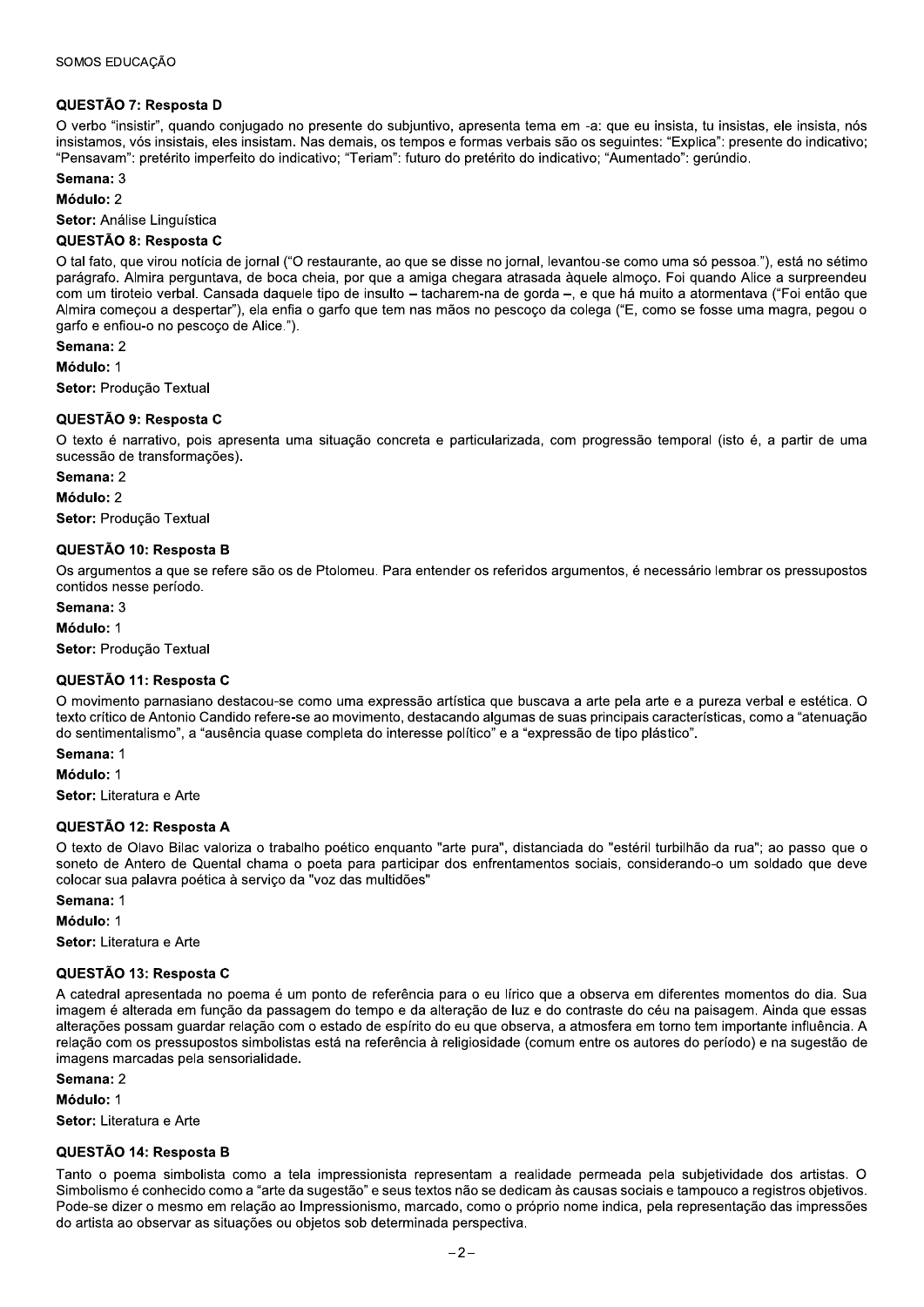### QUESTÃO 7: Resposta D

O verbo "insistir", quando conjugado no presente do subjuntivo, apresenta tema em -a: que eu insista, tu insistas, ele insista, nós insistamos, vós insistais, eles insistam. Nas demais, os tempos e formas verbais são os seguintes: "Explica": presente do indicativo; "Pensavam": pretérito imperfeito do indicativo; "Teriam": futuro do pretérito do indicativo; "Aumentado": gerúndio.

**Semana:** 3

**Módulo:** 2

**Setor:** Análise Linguística

### QUESTÃO 8: Resposta C

O tal fato, que virou notícia de jornal ("O restaurante, ao que se disse no jornal, levantou-se como uma só pessoa."), está no sétimo parágrafo. Almira perguntava, de boca cheia, por que a amiga chegara atrasada àquele almoço. Foi quando Alice a surpreendeu com um tiroteio verbal. Cansada daquele tipo de insulto – tacharem-na de gorda –, e que há muito a atormentava ("Foi então que Almira começou a despertar"), ela enfia o garfo que tem nas mãos no pescoço da colega ("E, como se fosse uma magra, pegou o garfo e enfiou-o no pescoço de Alice.").

**Semana:** 2

**Módulo:** 1

**Setor:** Produção Textual

### QUESTÃO 9: Resposta C

O texto é narrativo, pois apresenta uma situação concreta e particularizada, com progressão temporal (isto é, a partir de uma sucessão de transformações).

**Semana:** 2

**Módulo:** 2

**Setor:** Produção Textual

### QUESTÃO 10: Resposta B

Os argumentos a que se refere são os de Ptolomeu. Para entender os referidos argumentos, é necessário lembrar os pressupostos contidos nesse período.

**Semana:** 3

**Módulo:** 1

**Setor:** Produção Textual

### QUESTÃO 11: Resposta C

O movimento parnasiano destacou-se como uma expressão artística que buscava a arte pela arte e a pureza verbal e estética. O texto crítico de Antonio Candido refere-se ao movimento, destacando algumas de suas principais características, como a "atenuação do sentimentalismo", a "ausência quase completa do interesse político" e a "expressão de tipo plástico".

**Semana:** 1

**Módulo:** 1

**Setor:** Literatura e Arte

### QUESTÃO 12: Resposta A

O texto de Olavo Bilac valoriza o trabalho poético enquanto "arte pura", distanciada do "estéril turbilhão da rua"; ao passo que o soneto de Antero de Quental chama o poeta para participar dos enfrentamentos sociais, considerando-o um soldado que deve colocar sua palavra poética à serviço da "voz das multidões"

**Semana:** 1

**Módulo:** 1

**Setor:** Literatura e Arte

### QUESTÃO 13: Resposta C

A catedral apresentada no poema é um ponto de referência para o eu lírico que a observa em diferentes momentos do dia. Sua imagem é alterada em função da passagem do tempo e da alteração de luz e do contraste do céu na paisagem. Ainda que essas alterações possam guardar relação com o estado de espírito do eu que observa, a atmosfera em torno tem importante influência. A relação com os pressupostos simbolistas está na referência à religiosidade (comum entre os autores do período) e na sugestão de imagens marcadas pela sensorialidade.

**Semana:** 2

**Módulo:** 1

**Setor:** Literatura e Arte

### QUESTÃO 14: Resposta B

Tanto o poema simbolista como a tela impressionista representam a realidade permeada pela subjetividade dos artistas. O Simbolismo é conhecido como a "arte da sugestão" e seus textos não se dedicam às causas sociais e tampouco a registros objetivos. Pode-se dizer o mesmo em relação ao Impressionismo, marcado, como o próprio nome indica, pela representação das impressões do artista ao observar as situações ou objetos sob determinada perspectiva.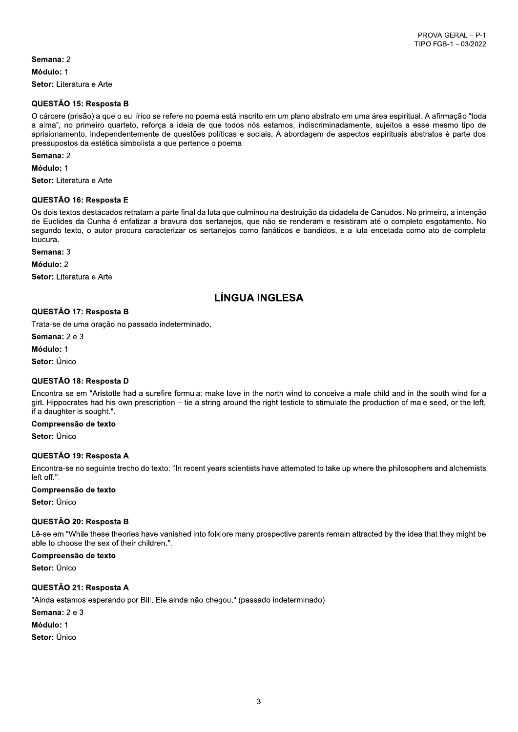**Semana:** 2

**Módulo:** 1

**Setor:** Literatura e Arte

### QUESTÃO 15: Resposta B

O cárcere (prisão) a que o eu lírico se refere no poema está inscrito em um plano abstrato em uma área espiritual. A afirmação "toda a alma", no primeiro quarteto, reforça a ideia de que todos nós estamos, indiscriminadamente, sujeitos a esse mesmo tipo de aprisionamento, independentemente de questões políticas e sociais. A abordagem de aspectos espirituais abstratos é parte dos pressupostos da estética simbolista a que pertence o poema.

**Semana:** 2

**Módulo:** 1

**Setor:** Literatura e Arte

### QUESTÃO 16: Resposta E

Os dois textos destacados retratam a parte final da luta que culminou na destruição da cidadela de Canudos. No primeiro, a intenção de Euclides da Cunha é enfatizar a bravura dos sertanejos, que não se renderam e resistiram até o completo esgotamento. No segundo texto, o autor procura caracterizar os sertanejos como fanáticos e bandidos, e a luta encetada como ato de completa loucura.

**Semana:** 3

**Módulo:** 2

**Setor:** Literatura e Arte

## LÍNGUA INGLESA

### QUESTÃO 17: Resposta B

Trata-se de uma oração no passado indeterminado.

**Semana:** 2 e 3

**Módulo:** 1

**Setor:** Único

### QUESTÃO 18: Resposta D

Encontra-se em "Aristotle had a surefire formula: make love in the north wind to conceive a male child and in the south wind for a girl. Hippocrates had his own prescription – tie a string around the right testicle to stimulate the production of male seed, or the left, if a daughter is sought.".

**Compreensão de texto**

**Setor:** Único

### QUESTÃO 19: Resposta A

Encontra-se no seguinte trecho do texto: "In recent years scientists have attempted to take up where the philosophers and alchemists left off.".

**Compreensão de texto**

**Setor:** Único

### QUESTÃO 20: Resposta B

Lê-se em "While these theories have vanished into folklore many prospective parents remain attracted by the idea that they might be able to choose the sex of their children.".

**Compreensão de texto**

**Setor:** Único

### QUESTÃO 21: Resposta A

"Ainda estamos esperando por Bill. Ele ainda não chegou." (passado indeterminado)

**Semana:** 2 e 3

**Módulo:** 1

**Setor:** Único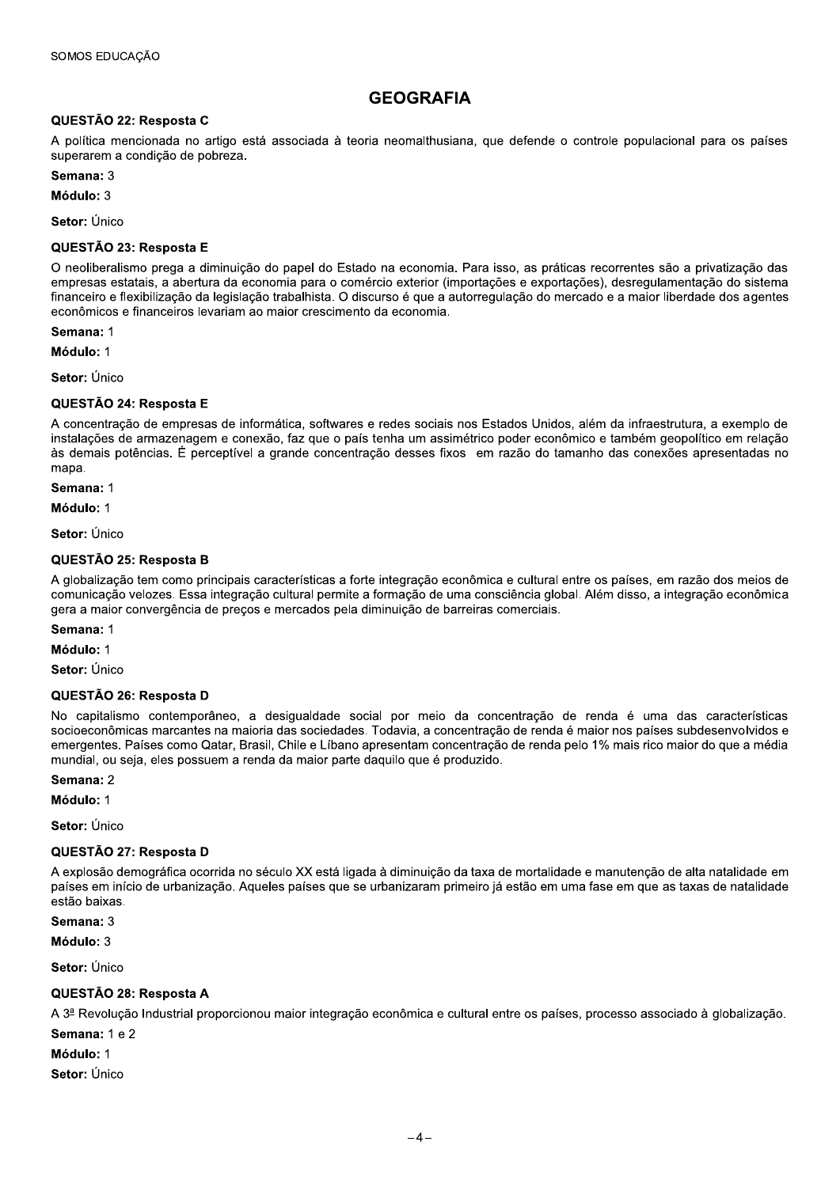# GEOGRAFIA

### QUESTÃO 22: Resposta C

A política mencionada no artigo está associada à teoria neomalthusiana, que defende o controle populacional para os países superarem a condição de pobreza.

**Semana:** 3

**Módulo:** 3

**Setor:** Único

### QUESTÃO 23: Resposta E

O neoliberalismo prega a diminuição do papel do Estado na economia. Para isso, as práticas recorrentes são a privatização das empresas estatais, a abertura da economia para o comércio exterior (importações e exportações), desregulamentação do sistema financeiro e flexibilização da legislação trabalhista. O discurso é que a autorregulação do mercado e a maior liberdade dos agentes econômicos e financeiros levariam ao maior crescimento da economia.

**Semana:** 1

**Módulo:** 1

**Setor:** Único

### QUESTÃO 24: Resposta E

A concentração de empresas de informática, softwares e redes sociais nos Estados Unidos, além da infraestrutura, a exemplo de instalações de armazenagem e conexão, faz que o país tenha um assimétrico poder econômico e também geopolítico em relação às demais potências. É perceptível a grande concentração desses fixos em razão do tamanho das conexões apresentadas no mapa.

**Semana:** 1

**Módulo:** 1

**Setor:** Único

### QUESTÃO 25: Resposta B

A globalização tem como principais características a forte integração econômica e cultural entre os países, em razão dos meios de comunicação velozes. Essa integração cultural permite a formação de uma consciência global. Além disso, a integração econômica gera a maior convergência de preços e mercados pela diminuição de barreiras comerciais.

**Semana:** 1

**Módulo:** 1

**Setor:** Único

### QUESTÃO 26: Resposta D

No capitalismo contemporâneo, a desigualdade social por meio da concentração de renda é uma das características socioeconômicas marcantes na maioria das sociedades. Todavia, a concentração de renda é maior nos países subdesenvolvidos e emergentes. Países como Qatar, Brasil, Chile e Líbano apresentam concentração de renda pelo 1% mais rico maior do que a média mundial, ou seja, eles possuem a renda da maior parte daquilo que é produzido.

**Semana:** 2

**Módulo:** 1

**Setor:** Único

### QUESTÃO 27: Resposta D

A explosão demográfica ocorrida no século XX está ligada à diminuição da taxa de mortalidade e manutenção de alta natalidade em países em início de urbanização. Aqueles países que se urbanizaram primeiro já estão em uma fase em que as taxas de natalidade estão baixas.

**Semana:** 3

**Módulo:** 3

**Setor:** Único

### QUESTÃO 28: Resposta A

A 3ª Revolução Industrial proporcionou maior integração econômica e cultural entre os países, processo associado à globalização.

**Semana:** 1 e 2

**Módulo:** 1

**Setor:** Único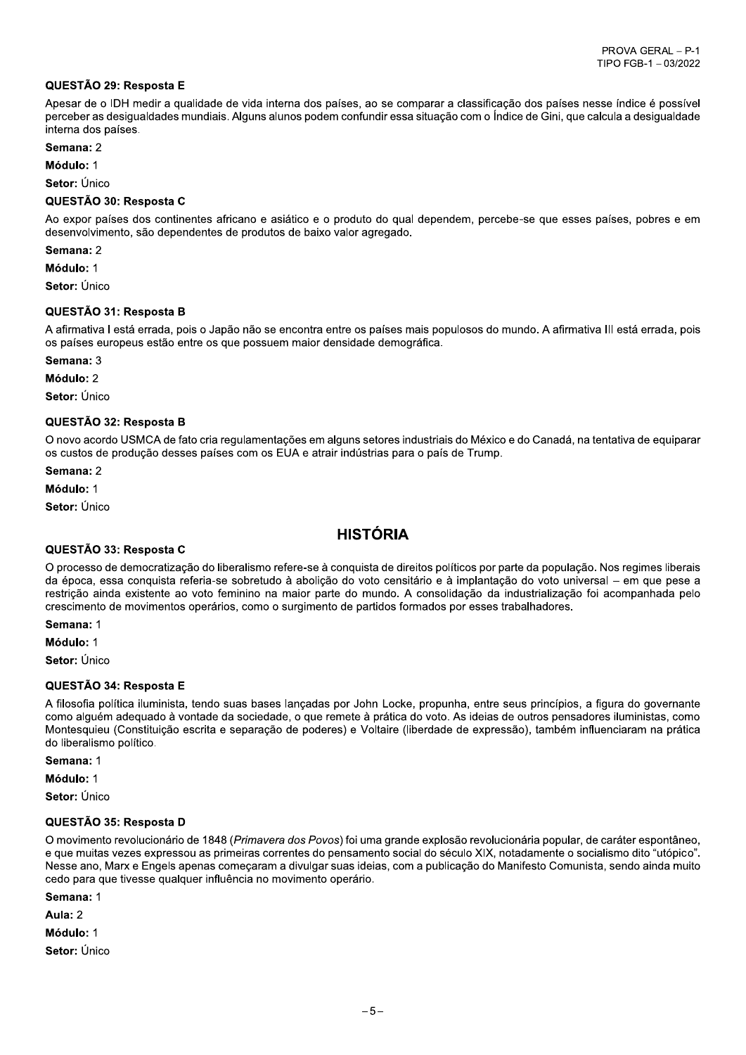### QUESTÃO 29: Resposta E

Apesar de o IDH medir a qualidade de vida interna dos países, ao se comparar a classificação dos países nesse índice é possível perceber as desigualdades mundiais. Alguns alunos podem confundir essa situação com o Índice de Gini, que calcula a desigualdade interna dos países.

**Semana:** 2

**Módulo:** 1

**Setor:** Único

### QUESTÃO 30: Resposta C

Ao expor países dos continentes africano e asiático e o produto do qual dependem, percebe-se que esses países, pobres e em desenvolvimento, são dependentes de produtos de baixo valor agregado.

**Semana:** 2

**Módulo:** 1

**Setor:** Único

### QUESTÃO 31: Resposta B

A afirmativa I está errada, pois o Japão não se encontra entre os países mais populosos do mundo. A afirmativa III está errada, pois os países europeus estão entre os que possuem maior densidade demográfica.

**Semana:** 3

**Módulo:** 2

**Setor:** Único

### QUESTÃO 32: Resposta B

O novo acordo USMCA de fato cria regulamentações em alguns setores industriais do México e do Canadá, na tentativa de equiparar os custos de produção desses países com os EUA e atrair indústrias para o país de Trump.

**Semana:** 2

**Módulo:** 1

**Setor:** Único

## HISTÓRIA

### QUESTÃO 33: Resposta C

O processo de democratização do liberalismo refere-se à conquista de direitos políticos por parte da população. Nos regimes liberais da época, essa conquista referia-se sobretudo à abolição do voto censitário e à implantação do voto universal – em que pese a restrição ainda existente ao voto feminino na maior parte do mundo. A consolidação da industrialização foi acompanhada pelo crescimento de movimentos operários, como o surgimento de partidos formados por esses trabalhadores.

**Semana:** 1

**Módulo:** 1

**Setor:** Único

### QUESTÃO 34: Resposta E

A filosofia política iluminista, tendo suas bases lançadas por John Locke, propunha, entre seus princípios, a figura do governante como alguém adequado à vontade da sociedade, o que remete à prática do voto. As ideias de outros pensadores iluministas, como Montesquieu (Constituição escrita e separação de poderes) e Voltaire (liberdade de expressão), também influenciaram na prática do liberalismo político.

**Semana:** 1

**Módulo:** 1

**Setor:** Único

### QUESTÃO 35: Resposta D

O movimento revolucionário de 1848 (*Primavera dos Povos*) foi uma grande explosão revolucionária popular, de caráter espontâneo, e que muitas vezes expressou as primeiras correntes do pensamento social do século XIX, notadamente o socialismo dito "utópico". Nesse ano, Marx e Engels apenas começaram a divulgar suas ideias, com a publicação do Manifesto Comunista, sendo ainda muito cedo para que tivesse qualquer influência no movimento operário.

**Semana:** 1

**Aula:** 2

**Módulo:** 1

**Setor:** Único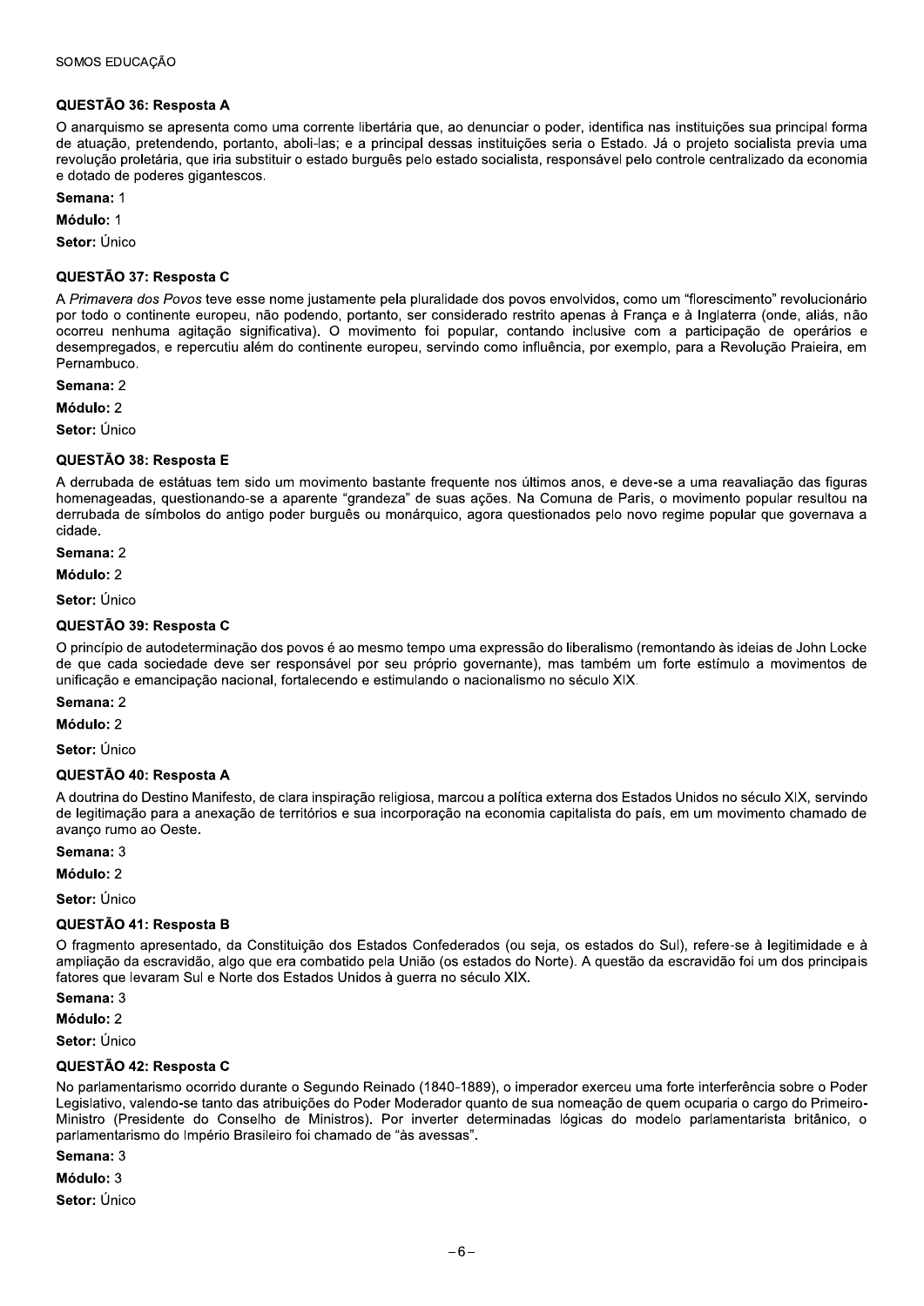### QUESTÃO 36: Resposta A

O anarquismo se apresenta como uma corrente libertária que, ao denunciar o poder, identifica nas instituições sua principal forma de atuação, pretendendo, portanto, aboli-las; e a principal dessas instituições seria o Estado. Já o projeto socialista previa uma revolução proletária, que iria substituir o estado burguês pelo estado socialista, responsável pelo controle centralizado da economia e dotado de poderes gigantescos.

**Semana:** 1

**Módulo:** 1

**Setor:** Único

### QUESTÃO 37: Resposta C

A *Primavera dos Povos* teve esse nome justamente pela pluralidade dos povos envolvidos, como um "florescimento" revolucionário por todo o continente europeu, não podendo, portanto, ser considerado restrito apenas à França e à Inglaterra (onde, aliás, não ocorreu nenhuma agitação significativa). O movimento foi popular, contando inclusive com a participação de operários e desempregados, e repercutiu além do continente europeu, servindo como influência, por exemplo, para a Revolução Praieira, em Pernambuco.

**Semana:** 2

**Módulo:** 2

**Setor:** Único

### QUESTÃO 38: Resposta E

A derrubada de estátuas tem sido um movimento bastante frequente nos últimos anos, e deve-se a uma reavaliação das figuras homenageadas, questionando-se a aparente "grandeza" de suas ações. Na Comuna de Paris, o movimento popular resultou na derrubada de símbolos do antigo poder burguês ou monárquico, agora questionados pelo novo regime popular que governava a cidade.

**Semana:** 2

**Módulo:** 2

**Setor:** Único

### QUESTÃO 39: Resposta C

O princípio de autodeterminação dos povos é ao mesmo tempo uma expressão do liberalismo (remontando às ideias de John Locke de que cada sociedade deve ser responsável por seu próprio governante), mas também um forte estímulo a movimentos de unificação e emancipação nacional, fortalecendo e estimulando o nacionalismo no século XIX.

**Semana:** 2

**Módulo:** 2

**Setor:** Único

### QUESTÃO 40: Resposta A

A doutrina do Destino Manifesto, de clara inspiração religiosa, marcou a política externa dos Estados Unidos no século XIX, servindo de legitimação para a anexação de territórios e sua incorporação na economia capitalista do país, em um movimento chamado de avanço rumo ao Oeste.

**Semana:** 3

**Módulo:** 2

**Setor:** Único

### QUESTÃO 41: Resposta B

O fragmento apresentado, da Constituição dos Estados Confederados (ou seja, os estados do Sul), refere-se à legitimidade e à ampliação da escravidão, algo que era combatido pela União (os estados do Norte). A questão da escravidão foi um dos principais fatores que levaram Sul e Norte dos Estados Unidos à guerra no século XIX.

**Semana:** 3

**Módulo:** 2

**Setor:** Único

### QUESTÃO 42: Resposta C

No parlamentarismo ocorrido durante o Segundo Reinado (1840-1889), o imperador exerceu uma forte interferência sobre o Poder Legislativo, valendo-se tanto das atribuições do Poder Moderador quanto de sua nomeação de quem ocuparia o cargo do Primeiro-Ministro (Presidente do Conselho de Ministros). Por inverter determinadas lógicas do modelo parlamentarista britânico, o parlamentarismo do Império Brasileiro foi chamado de "às avessas".

**Semana:** 3

**Módulo:** 3

**Setor:** Único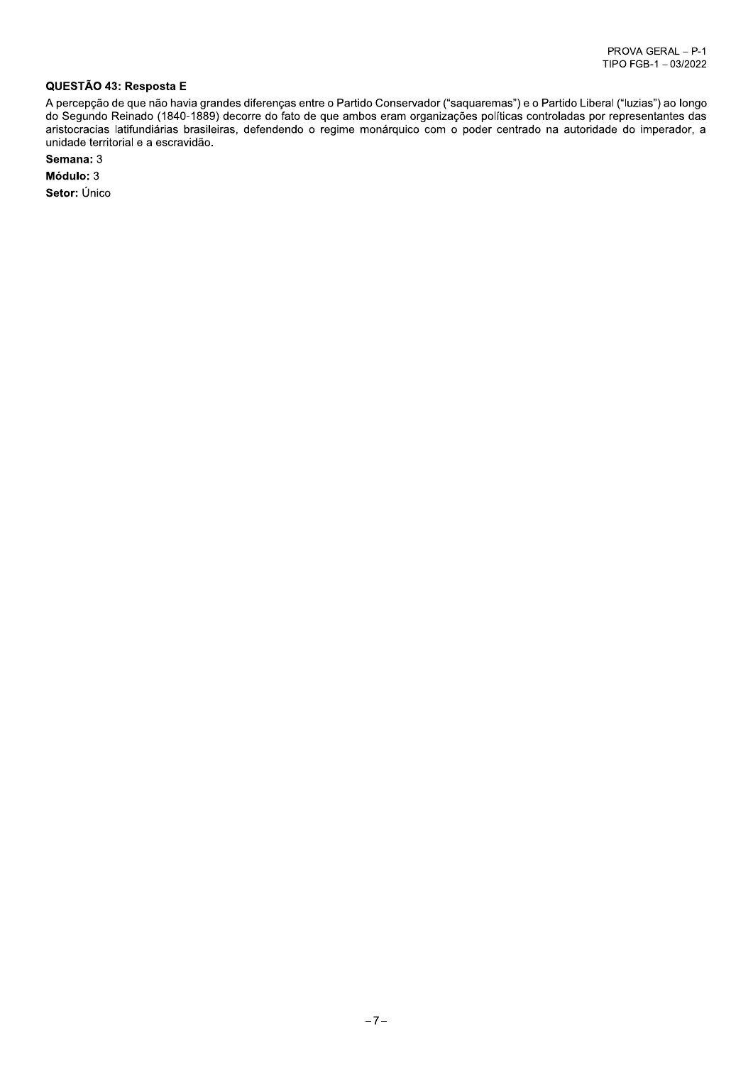**QUESTÃO 43: Resposta E**

A percepção de que não havia grandes diferenças entre o Partido Conservador ("saquaremas") e o Partido Liberal ("luzias") ao longo do Segundo Reinado (1840-1889) decorre do fato de que ambos eram organizações políticas controladas por representantes das aristocracias latifundiárias brasileiras, defendendo o regime monárquico com o poder centrado na autoridade do imperador, a unidade territorial e a escravidão.

**Semana:** 3

**Módulo:** 3

**Setor:** Único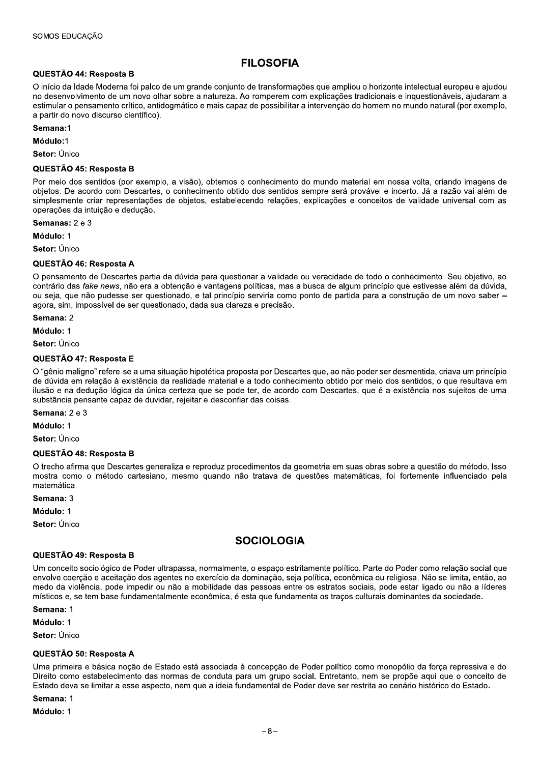## FILOSOFIA

### QUESTÃO 44: Resposta B

O início da Idade Moderna foi palco de um grande conjunto de transformações que ampliou o horizonte intelectual europeu e ajudou no desenvolvimento de um novo olhar sobre a natureza. Ao romperem com explicações tradicionais e inquestionáveis, ajudaram a estimular o pensamento crítico, antidogmático e mais capaz de possibilitar a intervenção do homem no mundo natural (por exemplo, a partir do novo discurso científico).

**Semana:**1

**Módulo:**1

**Setor:** Único

### QUESTÃO 45: Resposta B

Por meio dos sentidos (por exemplo, a visão), obtemos o conhecimento do mundo material em nossa volta, criando imagens de objetos. De acordo com Descartes, o conhecimento obtido dos sentidos sempre será provável e incerto. Já a razão vai além de simplesmente criar representações de objetos, estabelecendo relações, explicações e conceitos de validade universal com as operações da intuição e dedução.

**Semanas:** 2 e 3

**Módulo:** 1

**Setor:** Único

### QUESTÃO 46: Resposta A

O pensamento de Descartes partia da dúvida para questionar a validade ou veracidade de todo o conhecimento. Seu objetivo, ao contrário das *fake news*, não era a obtenção e vantagens políticas, mas a busca de algum princípio que estivesse além da dúvida, ou seja, que não pudesse ser questionado, e tal princípio serviria como ponto de partida para a construção de um novo saber – agora, sim, impossível de ser questionado, dada sua clareza e precisão.

**Semana:** 2

**Módulo:** 1

**Setor:** Único

### QUESTÃO 47: Resposta E

O "gênio maligno" refere-se a uma situação hipotética proposta por Descartes que, ao não poder ser desmentida, criava um princípio de dúvida em relação à existência da realidade material e a todo conhecimento obtido por meio dos sentidos, o que resultava em ilusão e na dedução lógica da única certeza que se pode ter, de acordo com Descartes, que é a existência nos sujeitos de uma substância pensante capaz de duvidar, rejeitar e desconfiar das coisas.

**Semana:** 2 e 3

**Módulo:** 1

**Setor:** Único

### QUESTÃO 48: Resposta B

O trecho afirma que Descartes generaliza e reproduz procedimentos da geometria em suas obras sobre a questão do método. Isso mostra como o método cartesiano, mesmo quando não tratava de questões matemáticas, foi fortemente influenciado pela matemática.

**Semana:** 3

**Módulo:** 1

**Setor:** Único

## SOCIOLOGIA

### QUESTÃO 49: Resposta B

Um conceito sociológico de Poder ultrapassa, normalmente, o espaço estritamente político. Parte do Poder como relação social que envolve coerção e aceitação dos agentes no exercício da dominação, seja política, econômica ou religiosa. Não se limita, então, ao medo da violência, pode impedir ou não a mobilidade das pessoas entre os estratos sociais, pode estar ligado ou não a líderes místicos e, se tem base fundamentalmente econômica, é esta que fundamenta os traços culturais dominantes da sociedade.

**Semana:** 1

**Módulo:** 1

**Setor:** Único

### QUESTÃO 50: Resposta A

Uma primeira e básica noção de Estado está associada à concepção de Poder político como monopólio da força repressiva e do Direito como estabelecimento das normas de conduta para um grupo social. Entretanto, nem se propõe aqui que o conceito de Estado deva se limitar a esse aspecto, nem que a ideia fundamental de Poder deve ser restrita ao cenário histórico do Estado.

**Semana:** 1

**Módulo:** 1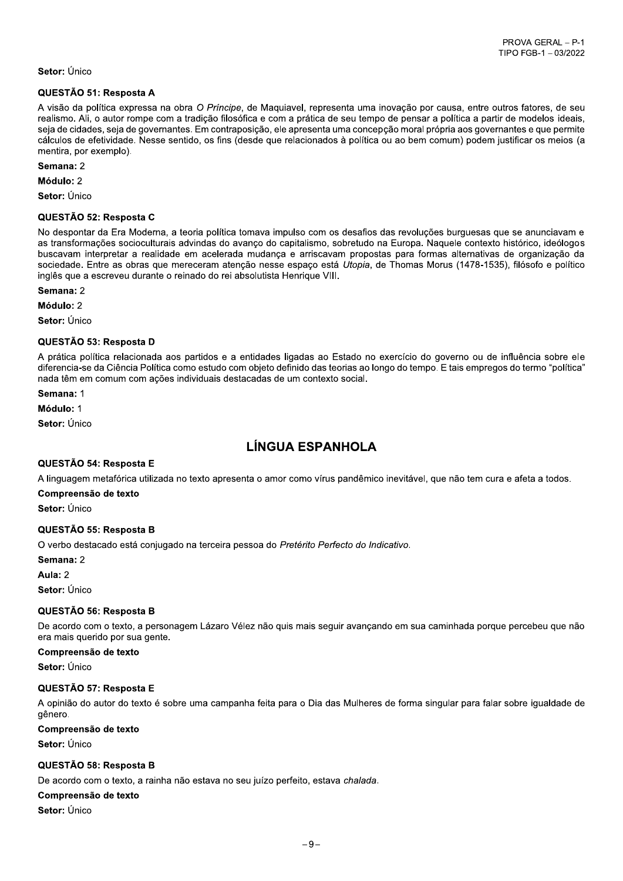Setor: Único

**QUESTÃO 51: Resposta A**

A visão da política expressa na obra *O Príncipe*, de Maquiavel, representa uma inovação por causa, entre outros fatores, de seu realismo. Ali, o autor rompe com a tradição filosófica e com a prática de seu tempo de pensar a política a partir de modelos ideais, seja de cidades, seja de governantes. Em contraposição, ele apresenta uma concepção moral própria aos governantes e que permite cálculos de efetividade. Nesse sentido, os fins (desde que relacionados à política ou ao bem comum) podem justificar os meios (a mentira, por exemplo).

**Semana:** 2

**Módulo:** 2

**Setor:** Único

**QUESTÃO 52: Resposta C**

No despontar da Era Moderna, a teoria política tomava impulso com os desafios das revoluções burguesas que se anunciavam e as transformações socioculturais advindas do avanço do capitalismo, sobretudo na Europa. Naquele contexto histórico, ideólogos buscavam interpretar a realidade em acelerada mudança e arriscavam propostas para formas alternativas de organização da sociedade. Entre as obras que mereceram atenção nesse espaço está *Utopia*, de Thomas Morus (1478-1535), filósofo e político inglês que a escreveu durante o reinado do rei absolutista Henrique VIII.

**Semana:** 2

**Módulo:** 2

**Setor:** Único

**QUESTÃO 53: Resposta D**

A prática política relacionada aos partidos e a entidades ligadas ao Estado no exercício do governo ou de influência sobre ele diferencia-se da Ciência Política como estudo com objeto definido das teorias ao longo do tempo. E tais empregos do termo "política" nada têm em comum com ações individuais destacadas de um contexto social.

**Semana:** 1

**Módulo:** 1

**Setor:** Único

## LÍNGUA ESPANHOLA

**QUESTÃO 54: Resposta E**

A linguagem metafórica utilizada no texto apresenta o amor como vírus pandêmico inevitável, que não tem cura e afeta a todos.

**Compreensão de texto**

**Setor:** Único

**QUESTÃO 55: Resposta B**

O verbo destacado está conjugado na terceira pessoa do *Pretérito Perfecto do Indicativo*.

**Semana:** 2

**Aula:** 2

**Setor:** Único

**QUESTÃO 56: Resposta B**

De acordo com o texto, a personagem Lázaro Vélez não quis mais seguir avançando em sua caminhada porque percebeu que não era mais querido por sua gente.

**Compreensão de texto**

**Setor:** Único

**QUESTÃO 57: Resposta E**

A opinião do autor do texto é sobre uma campanha feita para o Dia das Mulheres de forma singular para falar sobre igualdade de gênero.

**Compreensão de texto**

**Setor:** Único

**QUESTÃO 58: Resposta B**

De acordo com o texto, a rainha não estava no seu juízo perfeito, estava *chalada*.

**Compreensão de texto**

**Setor:** Único